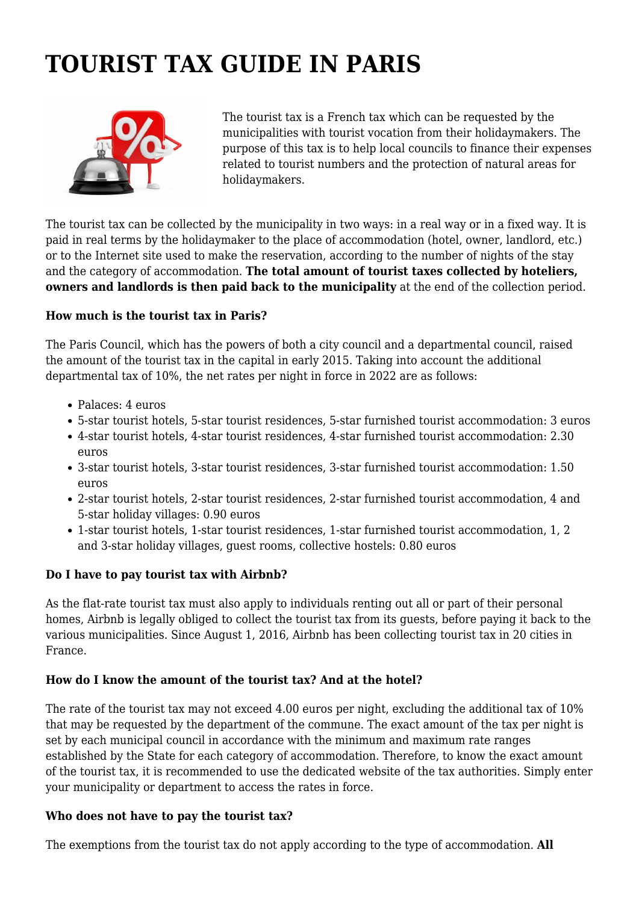# TOURIST TAX GUIDE IN PARIS

The tourist tax is a French tax which can be requested by the municipalities with tourist vocation from their holidaymakers. The purpose of this tax is to help local councils to finance their expenses related to tourist numbers and the protection of natural areas for holidaymakers.

The tourist tax can be collected by the municipality in two ways: in a real way or in a fixed way. It is paid in real terms by the holidaymaker to the place of accommodation (hotel, owner, landlord, etc.) or to the Internet site used to make the reservation, according to the number of nights of the stay and the category of accommodation. **The total amount of tourist taxes collected by hoteliers, owners and landlords is then paid back to the municipality** at the end of the collection period.

**How much is the tourist tax in Paris?**

The Paris Council, which has the powers of both a city council and a departmental council, raised the amount of the tourist tax in the capital in early 2015. Taking into account the additional departmental tax of 10%, the net rates per night in force in 2022 are as follows:

- Palaces: 4 euros
- 5-star tourist hotels, 5-star tourist residences, 5-star furnished tourist accommodation: 3 euros
- 4-star tourist hotels, 4-star tourist residences, 4-star furnished tourist accommodation: 2.30 euros
- 3-star tourist hotels, 3-star tourist residences, 3-star furnished tourist accommodation: 1.50 euros
- 2-star tourist hotels, 2-star tourist residences, 2-star furnished tourist accommodation, 4 and 5-star holiday villages: 0.90 euros
- 1-star tourist hotels, 1-star tourist residences, 1-star furnished tourist accommodation, 1, 2 and 3-star holiday villages, guest rooms, collective hostels: 0.80 euros

**Do I have to pay tourist tax with Airbnb?**

As the flat-rate tourist tax must also apply to individuals renting out all or part of their personal homes, Airbnb is legally obliged to collect the tourist tax from its guests, before paying it back to the various municipalities. Since August 1, 2016, Airbnb has been collecting tourist tax in 20 cities in France.

**How do I know the amount of the tourist tax? And at the hotel?**

The rate of the tourist tax may not exceed 4.00 euros per night, excluding the additional tax of 10% that may be requested by the department of the commune. The exact amount of the tax per night is set by each municipal council in accordance with the minimum and maximum rate ranges established by the State for each category of accommodation. Therefore, to know the exact amount of the tourist tax, it is recommended to use the dedicated website of the tax authorities. Simply enter your municipality or department to access the rates in force.

**Who does not have to pay the tourist tax?**

The exemptions from the tourist tax do not apply according to the type of accommodation. **All**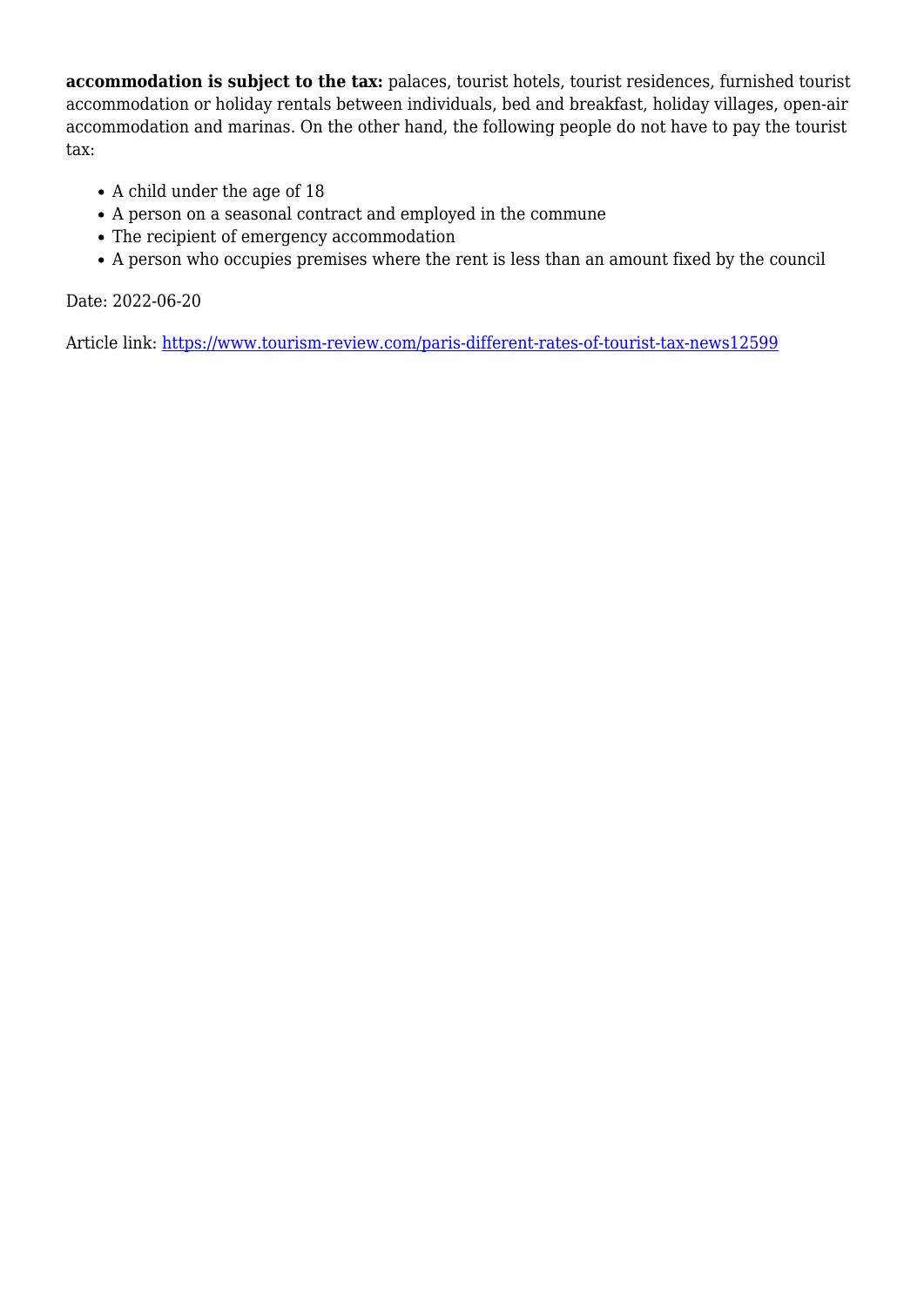**accommodation is subject to the tax:** palaces, tourist hotels, tourist residences, furnished tourist accommodation or holiday rentals between individuals, bed and breakfast, holiday villages, open-air accommodation and marinas. On the other hand, the following people do not have to pay the tourist tax:

- A child under the age of 18
- A person on a seasonal contract and employed in the commune
- The recipient of emergency accommodation
- A person who occupies premises where the rent is less than an amount fixed by the council

Date: 2022-06-20

Article link: [https://www.tourism-review.com/paris-different-rates-of-tourist-tax-news12599](https://www.tourism-review.com/paris-different-rates-of-tourist-tax-news12599)